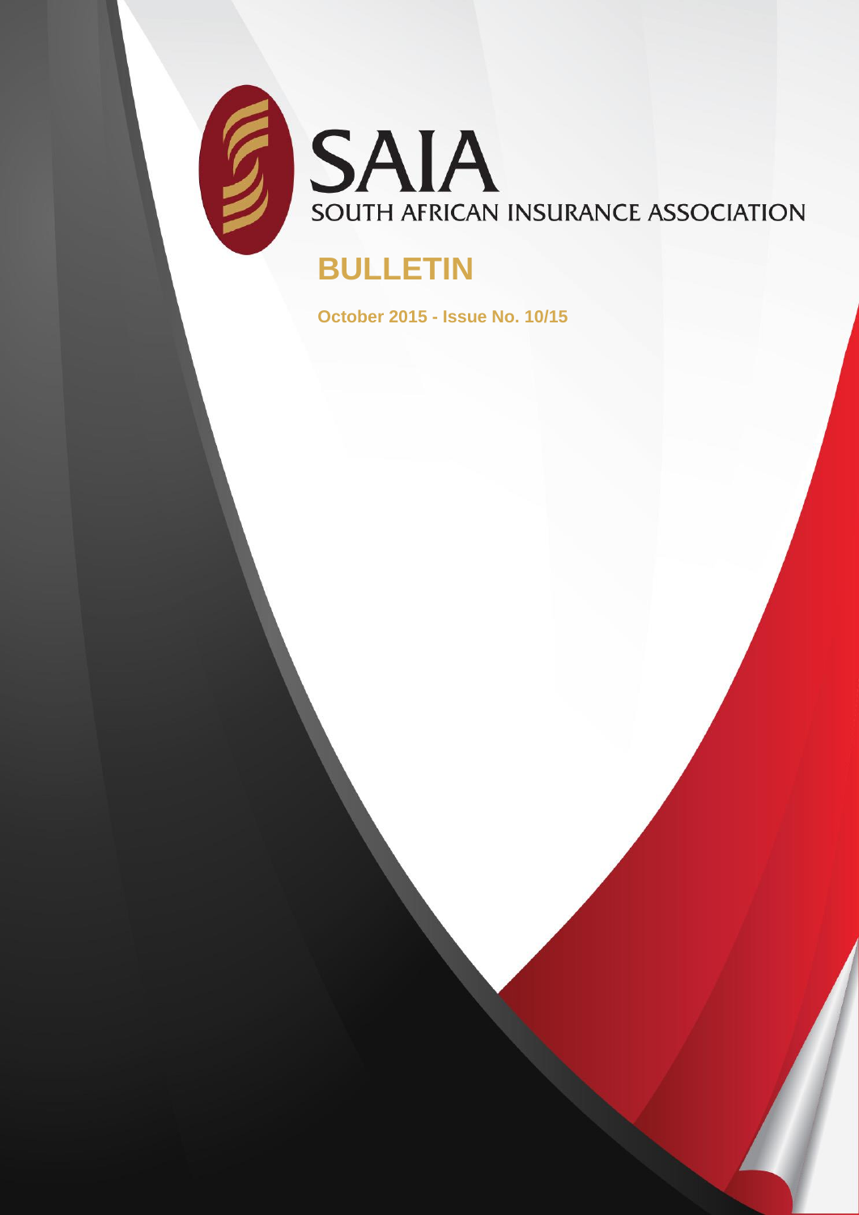# SAIA

SOUTH AFRICAN INSURANCE ASSOCIATION

## BULLETIN

**October 2015 - Issue No. 10/15**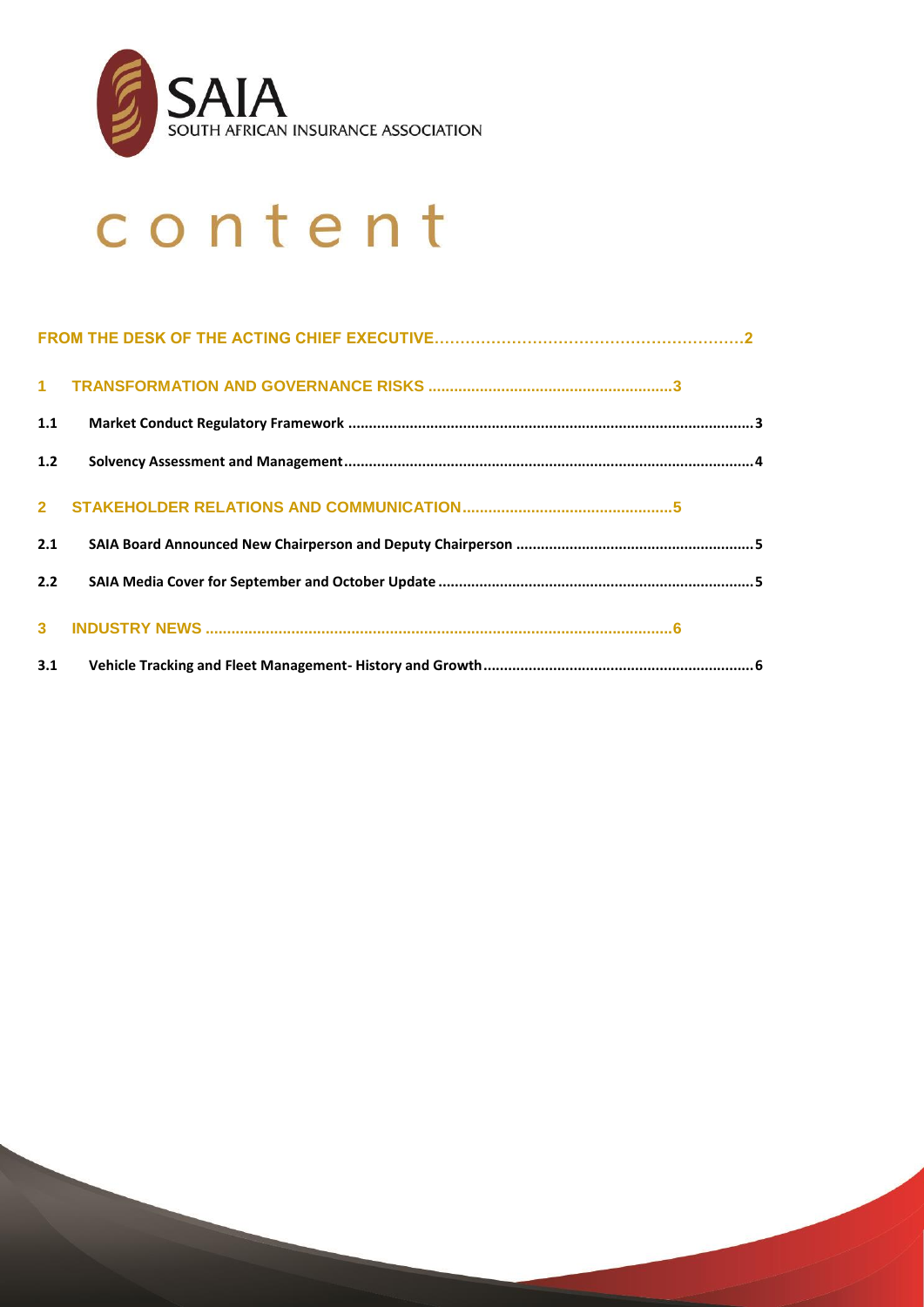SAIA
SOUTH AFRICAN INSURANCE ASSOCIATION

# content

**FROM THE DESK OF THE ACTING CHIEF EXECUTIVE……………………………………………………2**

**1 TRANSFORMATION AND GOVERNANCE RISKS ........................................................3**

**1.1 Market Conduct Regulatory Framework .................................................................................................3**

**1.2 Solvency Assessment and Management..................................................................................................4**

**2 STAKEHOLDER RELATIONS AND COMMUNICATION................................................5**

**2.1 SAIA Board Announced New Chairperson and Deputy Chairperson .........................................................5**

**2.2 SAIA Media Cover for September and October Update ...........................................................................5**

**3 INDUSTRY NEWS .............................................................................................................6**

**3.1 Vehicle Tracking and Fleet Management- History and Growth.................................................................6**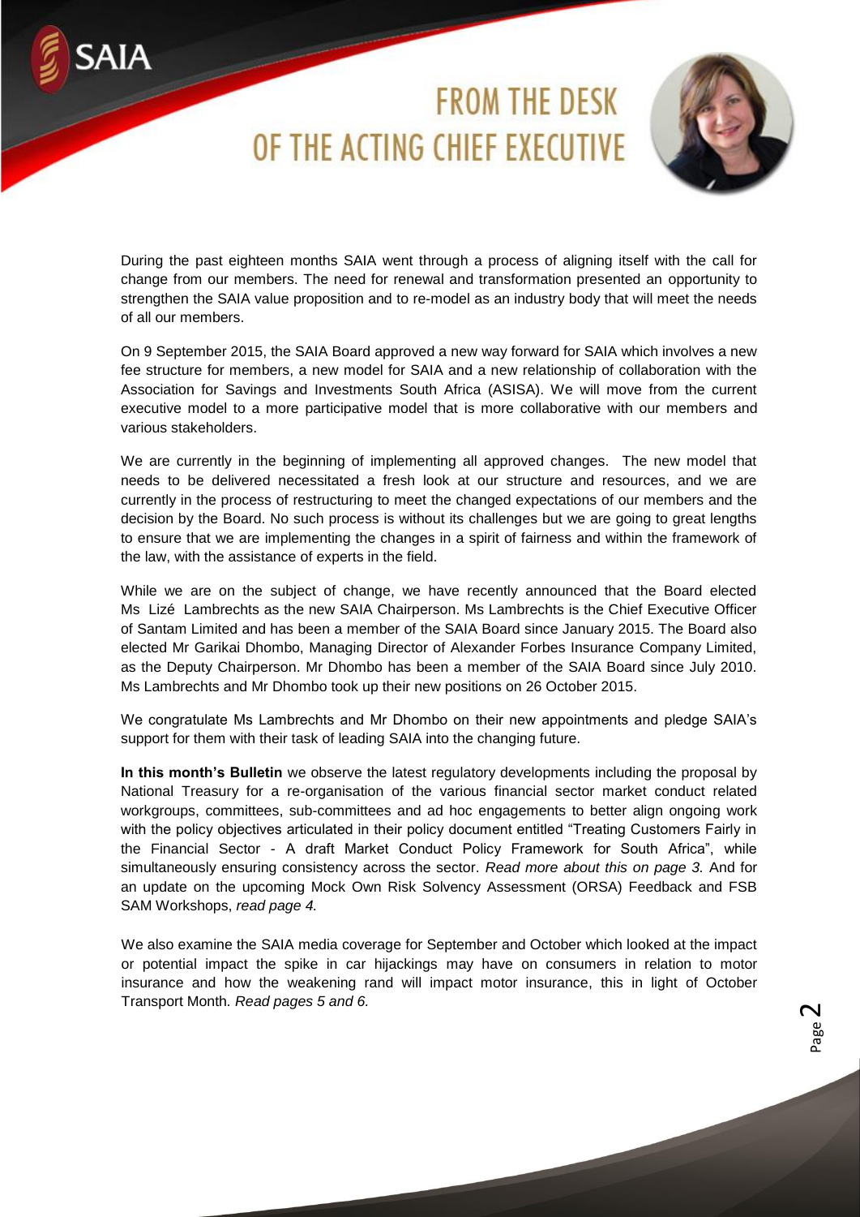# FROM THE DESK OF THE ACTING CHIEF EXECUTIVE

During the past eighteen months SAIA went through a process of aligning itself with the call for change from our members. The need for renewal and transformation presented an opportunity to strengthen the SAIA value proposition and to re-model as an industry body that will meet the needs of all our members.

On 9 September 2015, the SAIA Board approved a new way forward for SAIA which involves a new fee structure for members, a new model for SAIA and a new relationship of collaboration with the Association for Savings and Investments South Africa (ASISA). We will move from the current executive model to a more participative model that is more collaborative with our members and various stakeholders.

We are currently in the beginning of implementing all approved changes. The new model that needs to be delivered necessitated a fresh look at our structure and resources, and we are currently in the process of restructuring to meet the changed expectations of our members and the decision by the Board. No such process is without its challenges but we are going to great lengths to ensure that we are implementing the changes in a spirit of fairness and within the framework of the law, with the assistance of experts in the field.

While we are on the subject of change, we have recently announced that the Board elected Ms Lizé Lambrechts as the new SAIA Chairperson. Ms Lambrechts is the Chief Executive Officer of Santam Limited and has been a member of the SAIA Board since January 2015. The Board also elected Mr Garikai Dhombo, Managing Director of Alexander Forbes Insurance Company Limited, as the Deputy Chairperson. Mr Dhombo has been a member of the SAIA Board since July 2010. Ms Lambrechts and Mr Dhombo took up their new positions on 26 October 2015.

We congratulate Ms Lambrechts and Mr Dhombo on their new appointments and pledge SAIA's support for them with their task of leading SAIA into the changing future.

**In this month's Bulletin** we observe the latest regulatory developments including the proposal by National Treasury for a re-organisation of the various financial sector market conduct related workgroups, committees, sub-committees and ad hoc engagements to better align ongoing work with the policy objectives articulated in their policy document entitled "Treating Customers Fairly in the Financial Sector - A draft Market Conduct Policy Framework for South Africa", while simultaneously ensuring consistency across the sector. *Read more about this on page 3.* And for an update on the upcoming Mock Own Risk Solvency Assessment (ORSA) Feedback and FSB SAM Workshops, *read page 4.*

We also examine the SAIA media coverage for September and October which looked at the impact or potential impact the spike in car hijackings may have on consumers in relation to motor insurance and how the weakening rand will impact motor insurance, this in light of October Transport Month. *Read pages 5 and 6.*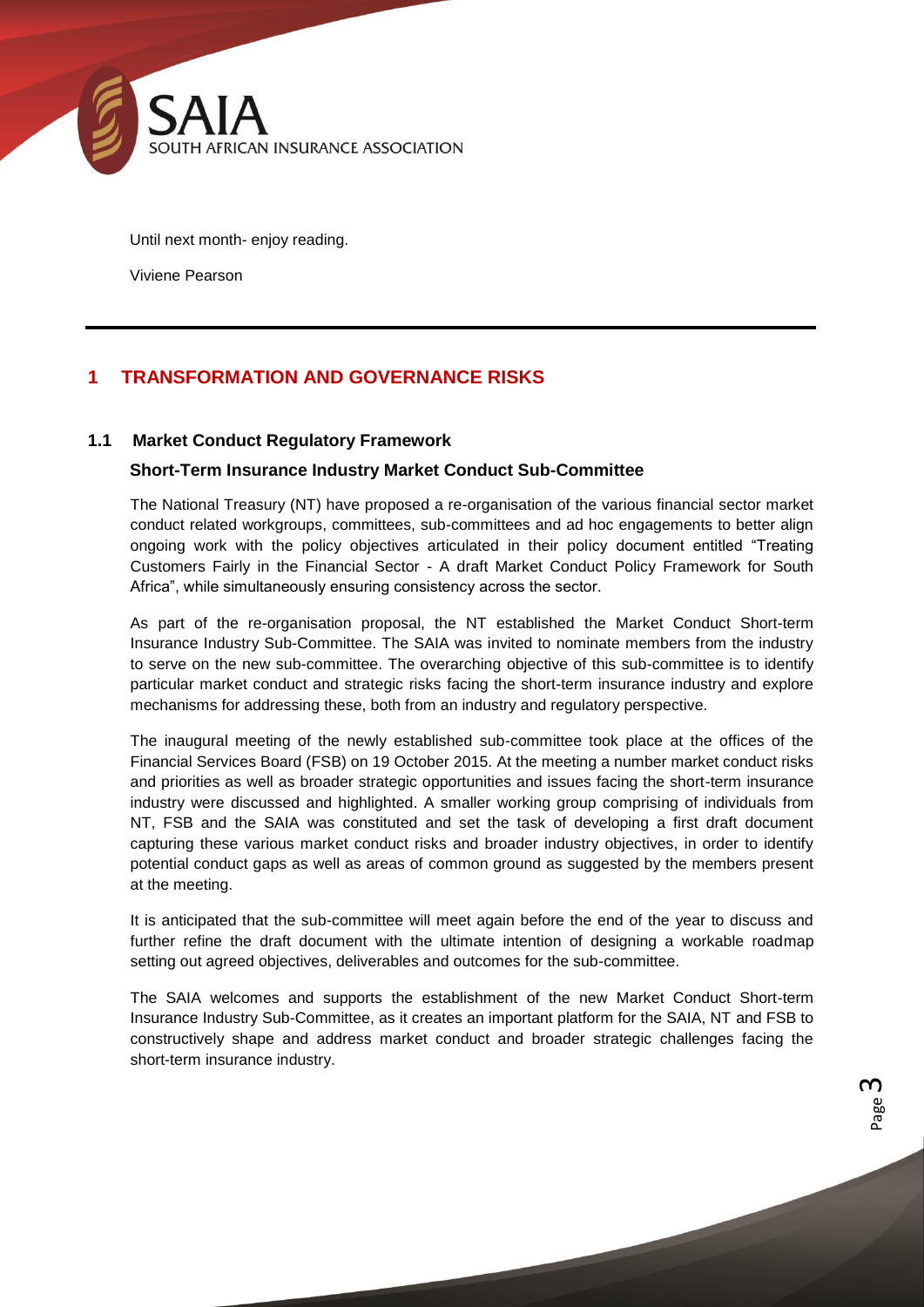Until next month- enjoy reading.

Viviene Pearson

---

# 1 TRANSFORMATION AND GOVERNANCE RISKS

## 1.1 Market Conduct Regulatory Framework

### Short-Term Insurance Industry Market Conduct Sub-Committee

The National Treasury (NT) have proposed a re-organisation of the various financial sector market conduct related workgroups, committees, sub-committees and ad hoc engagements to better align ongoing work with the policy objectives articulated in their policy document entitled "Treating Customers Fairly in the Financial Sector - A draft Market Conduct Policy Framework for South Africa", while simultaneously ensuring consistency across the sector.

As part of the re-organisation proposal, the NT established the Market Conduct Short-term Insurance Industry Sub-Committee. The SAIA was invited to nominate members from the industry to serve on the new sub-committee. The overarching objective of this sub-committee is to identify particular market conduct and strategic risks facing the short-term insurance industry and explore mechanisms for addressing these, both from an industry and regulatory perspective.

The inaugural meeting of the newly established sub-committee took place at the offices of the Financial Services Board (FSB) on 19 October 2015. At the meeting a number market conduct risks and priorities as well as broader strategic opportunities and issues facing the short-term insurance industry were discussed and highlighted. A smaller working group comprising of individuals from NT, FSB and the SAIA was constituted and set the task of developing a first draft document capturing these various market conduct risks and broader industry objectives, in order to identify potential conduct gaps as well as areas of common ground as suggested by the members present at the meeting.

It is anticipated that the sub-committee will meet again before the end of the year to discuss and further refine the draft document with the ultimate intention of designing a workable roadmap setting out agreed objectives, deliverables and outcomes for the sub-committee.

The SAIA welcomes and supports the establishment of the new Market Conduct Short-term Insurance Industry Sub-Committee, as it creates an important platform for the SAIA, NT and FSB to constructively shape and address market conduct and broader strategic challenges facing the short-term insurance industry.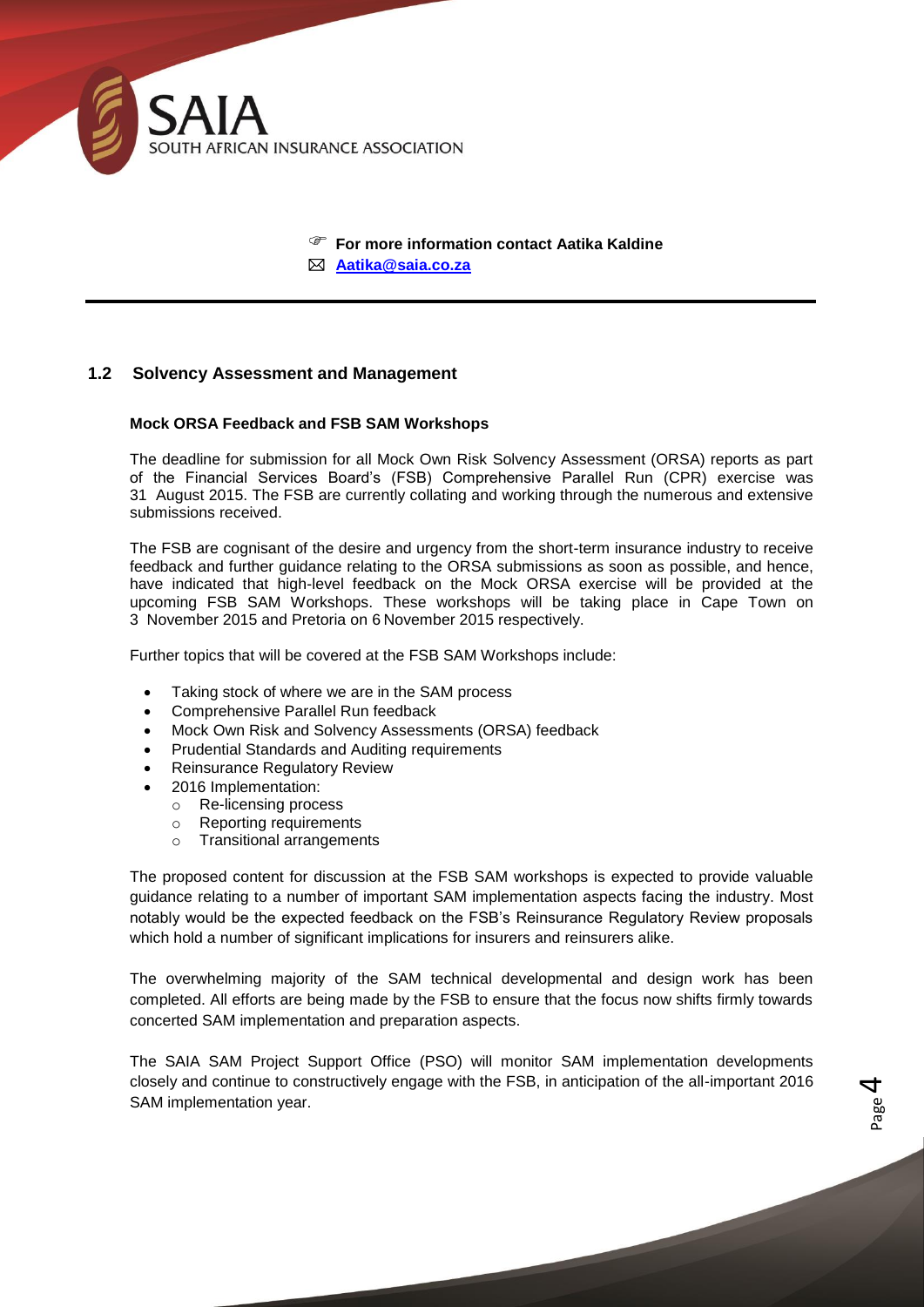☞ **For more information contact Aatika Kaldine**

✉ **Aatika@saia.co.za**

---

## 1.2 Solvency Assessment and Management

**Mock ORSA Feedback and FSB SAM Workshops**

The deadline for submission for all Mock Own Risk Solvency Assessment (ORSA) reports as part of the Financial Services Board's (FSB) Comprehensive Parallel Run (CPR) exercise was 31 August 2015. The FSB are currently collating and working through the numerous and extensive submissions received.

The FSB are cognisant of the desire and urgency from the short-term insurance industry to receive feedback and further guidance relating to the ORSA submissions as soon as possible, and hence, have indicated that high-level feedback on the Mock ORSA exercise will be provided at the upcoming FSB SAM Workshops. These workshops will be taking place in Cape Town on 3 November 2015 and Pretoria on 6 November 2015 respectively.

Further topics that will be covered at the FSB SAM Workshops include:

- Taking stock of where we are in the SAM process
- Comprehensive Parallel Run feedback
- Mock Own Risk and Solvency Assessments (ORSA) feedback
- Prudential Standards and Auditing requirements
- Reinsurance Regulatory Review
- 2016 Implementation:
  - Re-licensing process
  - Reporting requirements
  - Transitional arrangements

The proposed content for discussion at the FSB SAM workshops is expected to provide valuable guidance relating to a number of important SAM implementation aspects facing the industry. Most notably would be the expected feedback on the FSB's Reinsurance Regulatory Review proposals which hold a number of significant implications for insurers and reinsurers alike.

The overwhelming majority of the SAM technical developmental and design work has been completed. All efforts are being made by the FSB to ensure that the focus now shifts firmly towards concerted SAM implementation and preparation aspects.

The SAIA SAM Project Support Office (PSO) will monitor SAM implementation developments closely and continue to constructively engage with the FSB, in anticipation of the all-important 2016 SAM implementation year.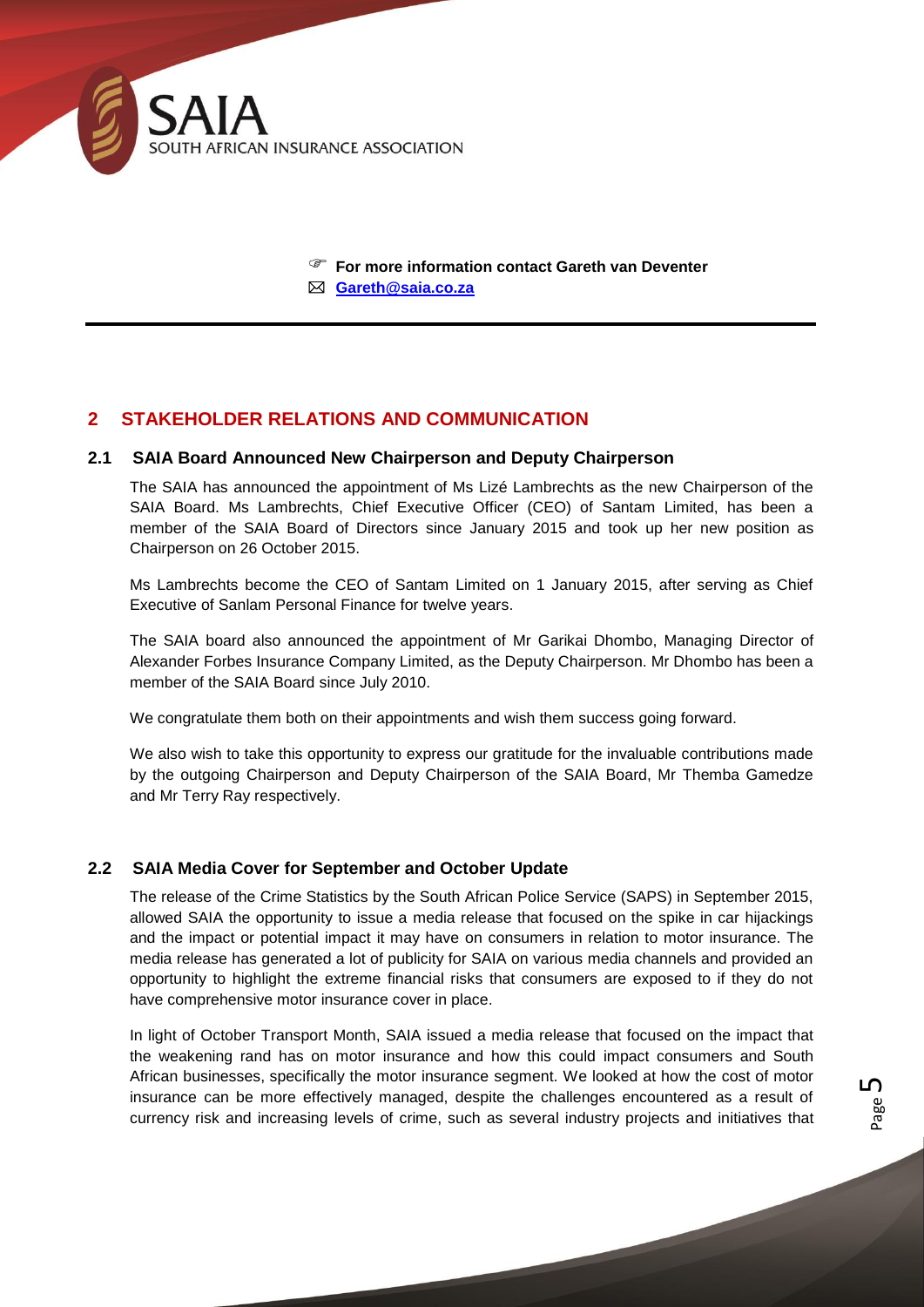☞ **For more information contact Gareth van Deventer**
✉ **[Gareth@saia.co.za](mailto:Gareth@saia.co.za)**

---

## 2 STAKEHOLDER RELATIONS AND COMMUNICATION

### 2.1 SAIA Board Announced New Chairperson and Deputy Chairperson

The SAIA has announced the appointment of Ms Lizé Lambrechts as the new Chairperson of the SAIA Board. Ms Lambrechts, Chief Executive Officer (CEO) of Santam Limited, has been a member of the SAIA Board of Directors since January 2015 and took up her new position as Chairperson on 26 October 2015.

Ms Lambrechts become the CEO of Santam Limited on 1 January 2015, after serving as Chief Executive of Sanlam Personal Finance for twelve years.

The SAIA board also announced the appointment of Mr Garikai Dhombo, Managing Director of Alexander Forbes Insurance Company Limited, as the Deputy Chairperson. Mr Dhombo has been a member of the SAIA Board since July 2010.

We congratulate them both on their appointments and wish them success going forward.

We also wish to take this opportunity to express our gratitude for the invaluable contributions made by the outgoing Chairperson and Deputy Chairperson of the SAIA Board, Mr Themba Gamedze and Mr Terry Ray respectively.

### 2.2 SAIA Media Cover for September and October Update

The release of the Crime Statistics by the South African Police Service (SAPS) in September 2015, allowed SAIA the opportunity to issue a media release that focused on the spike in car hijackings and the impact or potential impact it may have on consumers in relation to motor insurance. The media release has generated a lot of publicity for SAIA on various media channels and provided an opportunity to highlight the extreme financial risks that consumers are exposed to if they do not have comprehensive motor insurance cover in place.

In light of October Transport Month, SAIA issued a media release that focused on the impact that the weakening rand has on motor insurance and how this could impact consumers and South African businesses, specifically the motor insurance segment. We looked at how the cost of motor insurance can be more effectively managed, despite the challenges encountered as a result of currency risk and increasing levels of crime, such as several industry projects and initiatives that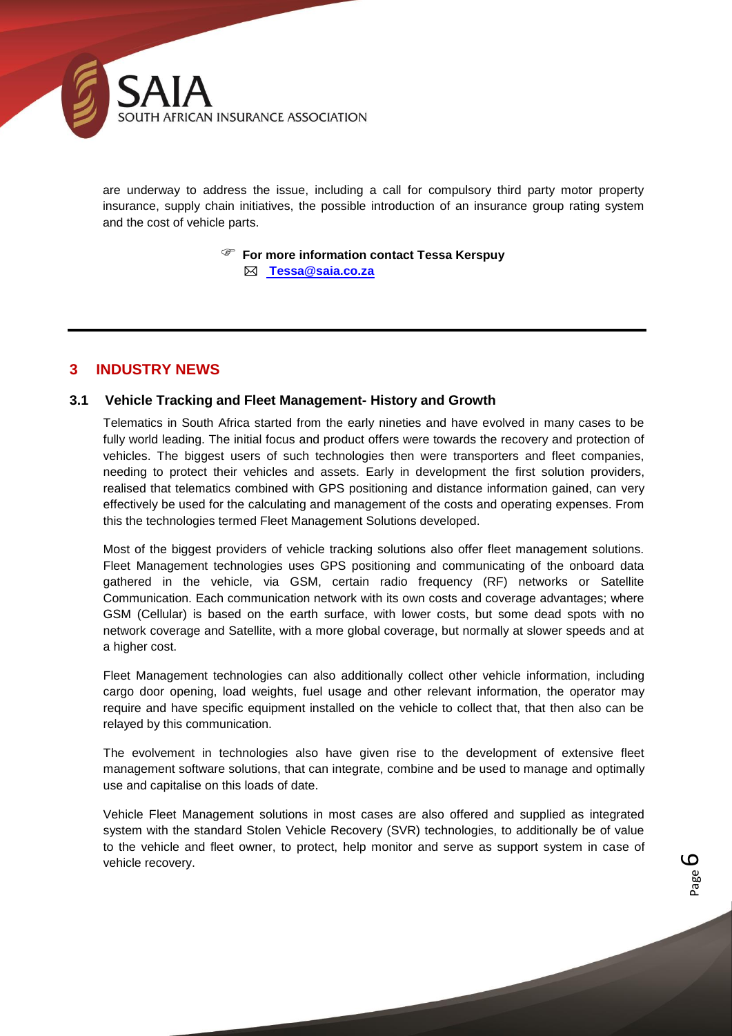are underway to address the issue, including a call for compulsory third party motor property insurance, supply chain initiatives, the possible introduction of an insurance group rating system and the cost of vehicle parts.

☞ **For more information contact Tessa Kerspuy**
✉ **Tessa@saia.co.za**

---

## 3 INDUSTRY NEWS

### 3.1 Vehicle Tracking and Fleet Management- History and Growth

Telematics in South Africa started from the early nineties and have evolved in many cases to be fully world leading. The initial focus and product offers were towards the recovery and protection of vehicles. The biggest users of such technologies then were transporters and fleet companies, needing to protect their vehicles and assets. Early in development the first solution providers, realised that telematics combined with GPS positioning and distance information gained, can very effectively be used for the calculating and management of the costs and operating expenses. From this the technologies termed Fleet Management Solutions developed.

Most of the biggest providers of vehicle tracking solutions also offer fleet management solutions. Fleet Management technologies uses GPS positioning and communicating of the onboard data gathered in the vehicle, via GSM, certain radio frequency (RF) networks or Satellite Communication. Each communication network with its own costs and coverage advantages; where GSM (Cellular) is based on the earth surface, with lower costs, but some dead spots with no network coverage and Satellite, with a more global coverage, but normally at slower speeds and at a higher cost.

Fleet Management technologies can also additionally collect other vehicle information, including cargo door opening, load weights, fuel usage and other relevant information, the operator may require and have specific equipment installed on the vehicle to collect that, that then also can be relayed by this communication.

The evolvement in technologies also have given rise to the development of extensive fleet management software solutions, that can integrate, combine and be used to manage and optimally use and capitalise on this loads of date.

Vehicle Fleet Management solutions in most cases are also offered and supplied as integrated system with the standard Stolen Vehicle Recovery (SVR) technologies, to additionally be of value to the vehicle and fleet owner, to protect, help monitor and serve as support system in case of vehicle recovery.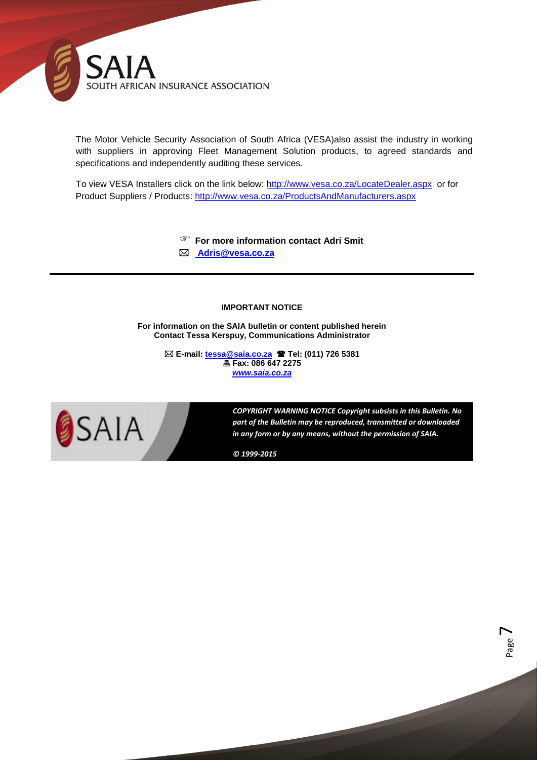The Motor Vehicle Security Association of South Africa (VESA)also assist the industry in working with suppliers in approving Fleet Management Solution products, to agreed standards and specifications and independently auditing these services.

To view VESA Installers click on the link below: http://www.vesa.co.za/LocateDealer.aspx or for Product Suppliers / Products: http://www.vesa.co.za/ProductsAndManufacturers.aspx

☞ **For more information contact Adri Smit**
✉ **Adris@vesa.co.za**

---

**IMPORTANT NOTICE**

**For information on the SAIA bulletin or content published herein**
**Contact Tessa Kerspuy, Communications Administrator**

✉ **E-mail: tessa@saia.co.za** ☎ **Tel: (011) 726 5381**
🖷 **Fax: 086 647 2275**
***www.saia.co.za***

***COPYRIGHT WARNING NOTICE Copyright subsists in this Bulletin. No part of the Bulletin may be reproduced, transmitted or downloaded in any form or by any means, without the permission of SAIA.***

***© 1999-2015***